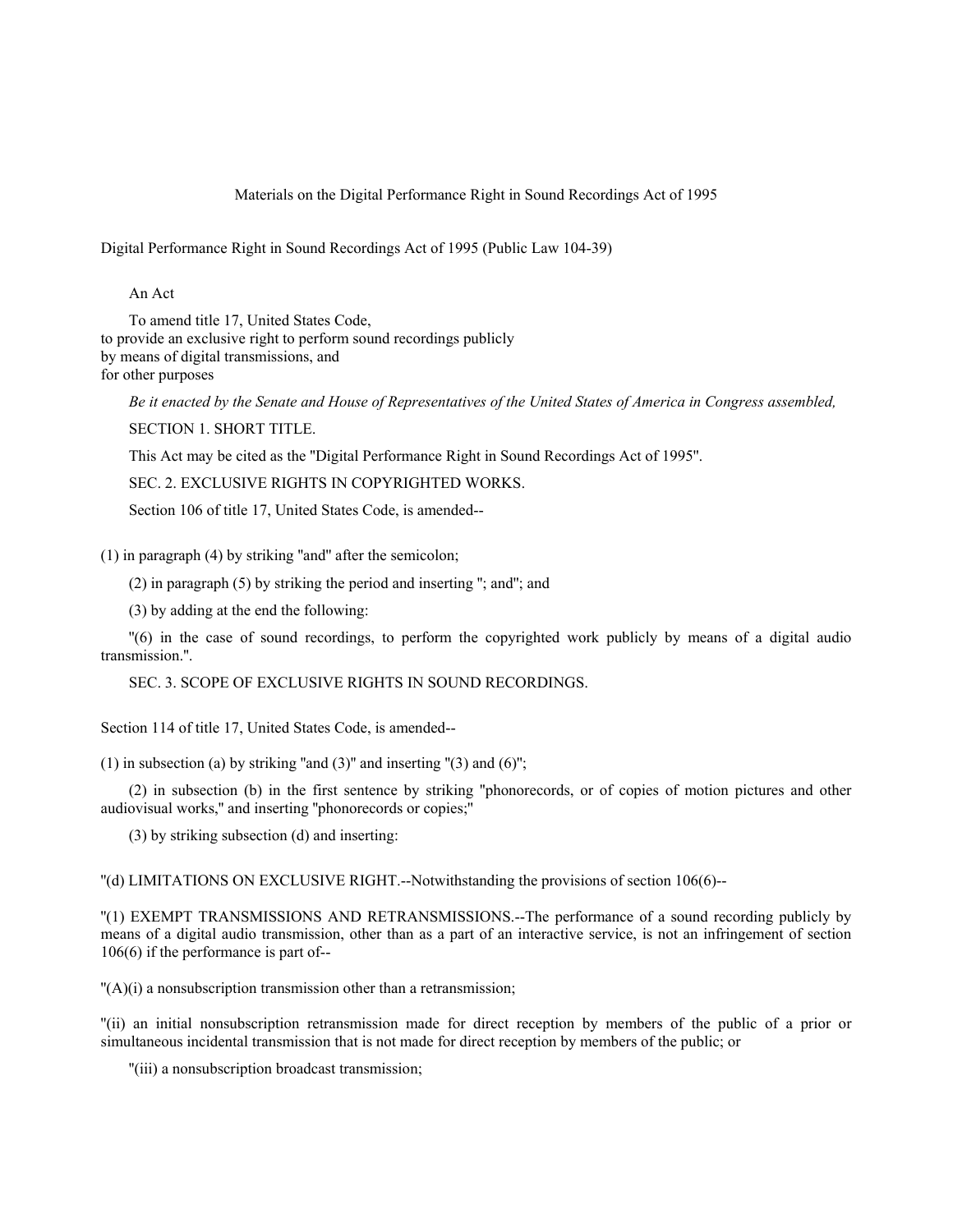# Materials on the Digital Performance Right in Sound Recordings Act of 1995

## Digital Performance Right in Sound Recordings Act of 1995 (Public Law 104-39)

An Act

To amend title 17, United States Code,
to provide an exclusive right to perform sound recordings publicly
by means of digital transmissions, and
for other purposes

*Be it enacted by the Senate and House of Representatives of the United States of America in Congress assembled,*

SECTION 1. SHORT TITLE.

This Act may be cited as the "Digital Performance Right in Sound Recordings Act of 1995".

SEC. 2. EXCLUSIVE RIGHTS IN COPYRIGHTED WORKS.

Section 106 of title 17, United States Code, is amended--

(1) in paragraph (4) by striking "and" after the semicolon;

(2) in paragraph (5) by striking the period and inserting "; and"; and

(3) by adding at the end the following:

"(6) in the case of sound recordings, to perform the copyrighted work publicly by means of a digital audio transmission.".

SEC. 3. SCOPE OF EXCLUSIVE RIGHTS IN SOUND RECORDINGS.

Section 114 of title 17, United States Code, is amended--

(1) in subsection (a) by striking "and (3)" and inserting "(3) and (6)";

(2) in subsection (b) in the first sentence by striking "phonorecords, or of copies of motion pictures and other audiovisual works," and inserting "phonorecords or copies;"

(3) by striking subsection (d) and inserting:

"(d) LIMITATIONS ON EXCLUSIVE RIGHT.--Notwithstanding the provisions of section 106(6)--

"(1) EXEMPT TRANSMISSIONS AND RETRANSMISSIONS.--The performance of a sound recording publicly by means of a digital audio transmission, other than as a part of an interactive service, is not an infringement of section 106(6) if the performance is part of--

"(A)(i) a nonsubscription transmission other than a retransmission;

"(ii) an initial nonsubscription retransmission made for direct reception by members of the public of a prior or simultaneous incidental transmission that is not made for direct reception by members of the public; or

"(iii) a nonsubscription broadcast transmission;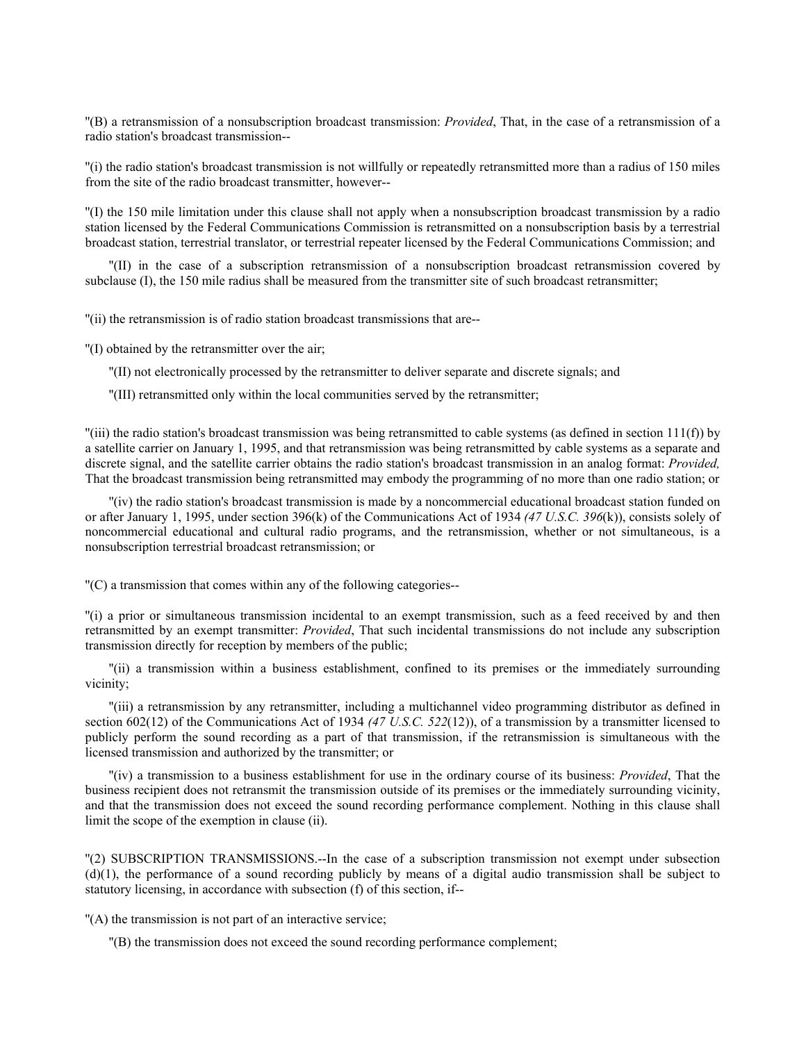"(B) a retransmission of a nonsubscription broadcast transmission: *Provided*, That, in the case of a retransmission of a radio station's broadcast transmission--

"(i) the radio station's broadcast transmission is not willfully or repeatedly retransmitted more than a radius of 150 miles from the site of the radio broadcast transmitter, however--

"(I) the 150 mile limitation under this clause shall not apply when a nonsubscription broadcast transmission by a radio station licensed by the Federal Communications Commission is retransmitted on a nonsubscription basis by a terrestrial broadcast station, terrestrial translator, or terrestrial repeater licensed by the Federal Communications Commission; and

"(II) in the case of a subscription retransmission of a nonsubscription broadcast retransmission covered by subclause (I), the 150 mile radius shall be measured from the transmitter site of such broadcast retransmitter;

"(ii) the retransmission is of radio station broadcast transmissions that are--

"(I) obtained by the retransmitter over the air;

"(II) not electronically processed by the retransmitter to deliver separate and discrete signals; and

"(III) retransmitted only within the local communities served by the retransmitter;

"(iii) the radio station's broadcast transmission was being retransmitted to cable systems (as defined in section 111(f)) by a satellite carrier on January 1, 1995, and that retransmission was being retransmitted by cable systems as a separate and discrete signal, and the satellite carrier obtains the radio station's broadcast transmission in an analog format: *Provided,* That the broadcast transmission being retransmitted may embody the programming of no more than one radio station; or

"(iv) the radio station's broadcast transmission is made by a noncommercial educational broadcast station funded on or after January 1, 1995, under section 396(k) of the Communications Act of 1934 *(47 U.S.C. 396*(k)), consists solely of noncommercial educational and cultural radio programs, and the retransmission, whether or not simultaneous, is a nonsubscription terrestrial broadcast retransmission; or

"(C) a transmission that comes within any of the following categories--

"(i) a prior or simultaneous transmission incidental to an exempt transmission, such as a feed received by and then retransmitted by an exempt transmitter: *Provided*, That such incidental transmissions do not include any subscription transmission directly for reception by members of the public;

"(ii) a transmission within a business establishment, confined to its premises or the immediately surrounding vicinity;

"(iii) a retransmission by any retransmitter, including a multichannel video programming distributor as defined in section 602(12) of the Communications Act of 1934 *(47 U.S.C. 522*(12)), of a transmission by a transmitter licensed to publicly perform the sound recording as a part of that transmission, if the retransmission is simultaneous with the licensed transmission and authorized by the transmitter; or

"(iv) a transmission to a business establishment for use in the ordinary course of its business: *Provided*, That the business recipient does not retransmit the transmission outside of its premises or the immediately surrounding vicinity, and that the transmission does not exceed the sound recording performance complement. Nothing in this clause shall limit the scope of the exemption in clause (ii).

"(2) SUBSCRIPTION TRANSMISSIONS.--In the case of a subscription transmission not exempt under subsection (d)(1), the performance of a sound recording publicly by means of a digital audio transmission shall be subject to statutory licensing, in accordance with subsection (f) of this section, if--

"(A) the transmission is not part of an interactive service;

"(B) the transmission does not exceed the sound recording performance complement;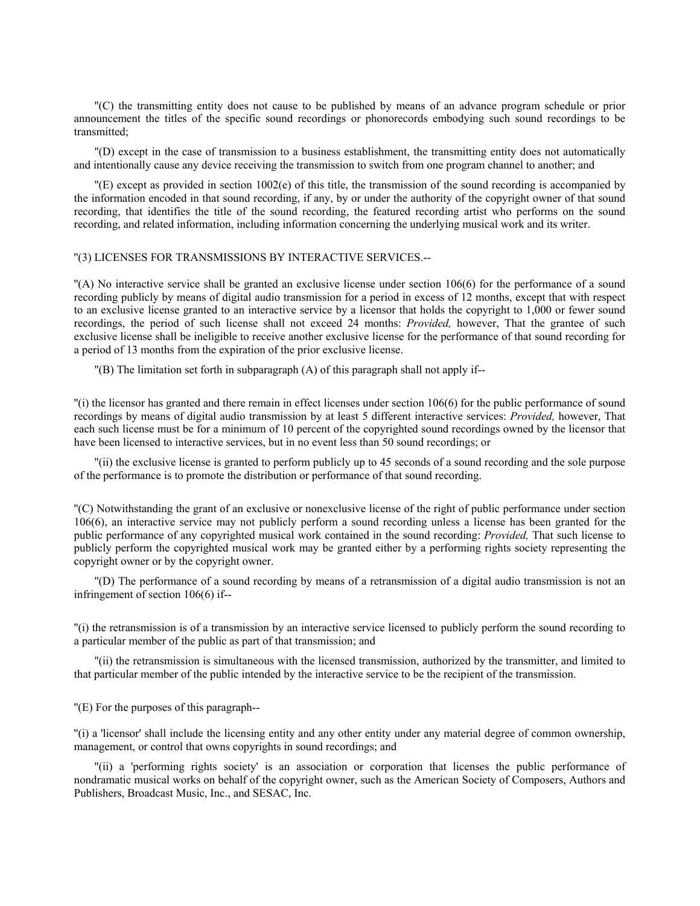"(C) the transmitting entity does not cause to be published by means of an advance program schedule or prior announcement the titles of the specific sound recordings or phonorecords embodying such sound recordings to be transmitted;

"(D) except in the case of transmission to a business establishment, the transmitting entity does not automatically and intentionally cause any device receiving the transmission to switch from one program channel to another; and

"(E) except as provided in section 1002(e) of this title, the transmission of the sound recording is accompanied by the information encoded in that sound recording, if any, by or under the authority of the copyright owner of that sound recording, that identifies the title of the sound recording, the featured recording artist who performs on the sound recording, and related information, including information concerning the underlying musical work and its writer.

"(3) LICENSES FOR TRANSMISSIONS BY INTERACTIVE SERVICES.--

"(A) No interactive service shall be granted an exclusive license under section 106(6) for the performance of a sound recording publicly by means of digital audio transmission for a period in excess of 12 months, except that with respect to an exclusive license granted to an interactive service by a licensor that holds the copyright to 1,000 or fewer sound recordings, the period of such license shall not exceed 24 months: *Provided,* however, That the grantee of such exclusive license shall be ineligible to receive another exclusive license for the performance of that sound recording for a period of 13 months from the expiration of the prior exclusive license.

"(B) The limitation set forth in subparagraph (A) of this paragraph shall not apply if--

"(i) the licensor has granted and there remain in effect licenses under section 106(6) for the public performance of sound recordings by means of digital audio transmission by at least 5 different interactive services: *Provided,* however, That each such license must be for a minimum of 10 percent of the copyrighted sound recordings owned by the licensor that have been licensed to interactive services, but in no event less than 50 sound recordings; or

"(ii) the exclusive license is granted to perform publicly up to 45 seconds of a sound recording and the sole purpose of the performance is to promote the distribution or performance of that sound recording.

"(C) Notwithstanding the grant of an exclusive or nonexclusive license of the right of public performance under section 106(6), an interactive service may not publicly perform a sound recording unless a license has been granted for the public performance of any copyrighted musical work contained in the sound recording: *Provided,* That such license to publicly perform the copyrighted musical work may be granted either by a performing rights society representing the copyright owner or by the copyright owner.

"(D) The performance of a sound recording by means of a retransmission of a digital audio transmission is not an infringement of section 106(6) if--

"(i) the retransmission is of a transmission by an interactive service licensed to publicly perform the sound recording to a particular member of the public as part of that transmission; and

"(ii) the retransmission is simultaneous with the licensed transmission, authorized by the transmitter, and limited to that particular member of the public intended by the interactive service to be the recipient of the transmission.

"(E) For the purposes of this paragraph--

"(i) a 'licensor' shall include the licensing entity and any other entity under any material degree of common ownership, management, or control that owns copyrights in sound recordings; and

"(ii) a 'performing rights society' is an association or corporation that licenses the public performance of nondramatic musical works on behalf of the copyright owner, such as the American Society of Composers, Authors and Publishers, Broadcast Music, Inc., and SESAC, Inc.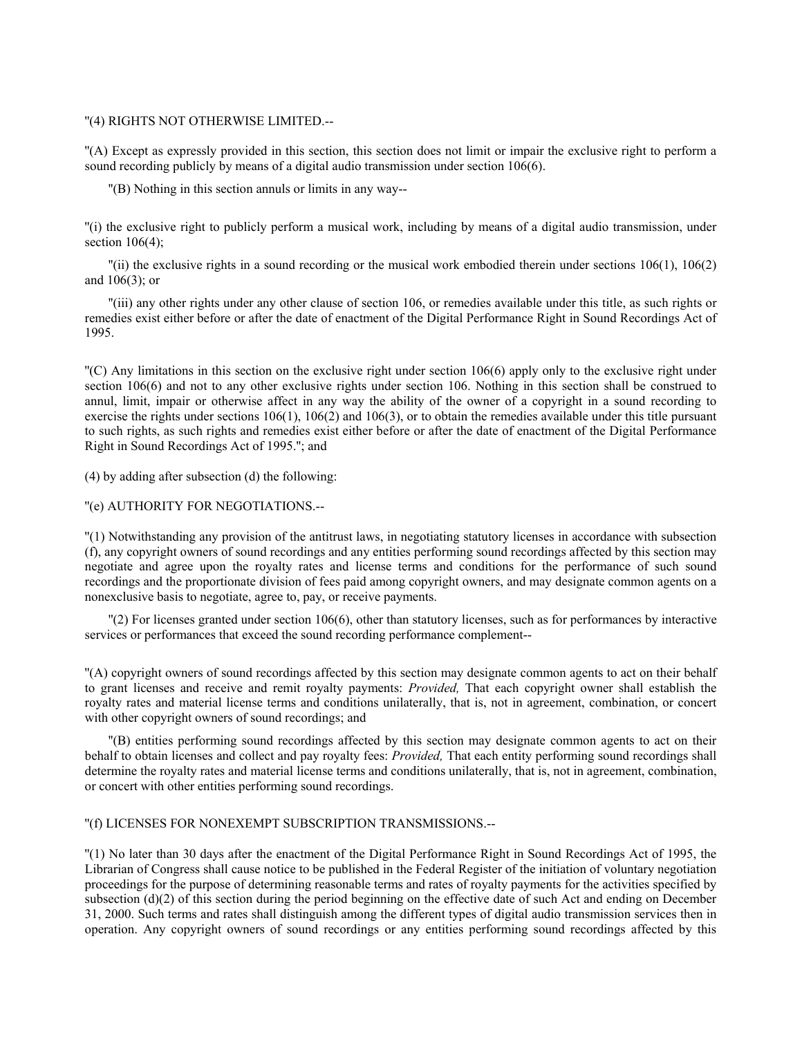"(4) RIGHTS NOT OTHERWISE LIMITED.--

"(A) Except as expressly provided in this section, this section does not limit or impair the exclusive right to perform a sound recording publicly by means of a digital audio transmission under section 106(6).

"(B) Nothing in this section annuls or limits in any way--

"(i) the exclusive right to publicly perform a musical work, including by means of a digital audio transmission, under section 106(4);

"(ii) the exclusive rights in a sound recording or the musical work embodied therein under sections 106(1), 106(2) and 106(3); or

"(iii) any other rights under any other clause of section 106, or remedies available under this title, as such rights or remedies exist either before or after the date of enactment of the Digital Performance Right in Sound Recordings Act of 1995.

"(C) Any limitations in this section on the exclusive right under section 106(6) apply only to the exclusive right under section 106(6) and not to any other exclusive rights under section 106. Nothing in this section shall be construed to annul, limit, impair or otherwise affect in any way the ability of the owner of a copyright in a sound recording to exercise the rights under sections 106(1), 106(2) and 106(3), or to obtain the remedies available under this title pursuant to such rights, as such rights and remedies exist either before or after the date of enactment of the Digital Performance Right in Sound Recordings Act of 1995."; and

(4) by adding after subsection (d) the following:

"(e) AUTHORITY FOR NEGOTIATIONS.--

"(1) Notwithstanding any provision of the antitrust laws, in negotiating statutory licenses in accordance with subsection (f), any copyright owners of sound recordings and any entities performing sound recordings affected by this section may negotiate and agree upon the royalty rates and license terms and conditions for the performance of such sound recordings and the proportionate division of fees paid among copyright owners, and may designate common agents on a nonexclusive basis to negotiate, agree to, pay, or receive payments.

"(2) For licenses granted under section 106(6), other than statutory licenses, such as for performances by interactive services or performances that exceed the sound recording performance complement--

"(A) copyright owners of sound recordings affected by this section may designate common agents to act on their behalf to grant licenses and receive and remit royalty payments: *Provided,* That each copyright owner shall establish the royalty rates and material license terms and conditions unilaterally, that is, not in agreement, combination, or concert with other copyright owners of sound recordings; and

"(B) entities performing sound recordings affected by this section may designate common agents to act on their behalf to obtain licenses and collect and pay royalty fees: *Provided,* That each entity performing sound recordings shall determine the royalty rates and material license terms and conditions unilaterally, that is, not in agreement, combination, or concert with other entities performing sound recordings.

"(f) LICENSES FOR NONEXEMPT SUBSCRIPTION TRANSMISSIONS.--

"(1) No later than 30 days after the enactment of the Digital Performance Right in Sound Recordings Act of 1995, the Librarian of Congress shall cause notice to be published in the Federal Register of the initiation of voluntary negotiation proceedings for the purpose of determining reasonable terms and rates of royalty payments for the activities specified by subsection (d)(2) of this section during the period beginning on the effective date of such Act and ending on December 31, 2000. Such terms and rates shall distinguish among the different types of digital audio transmission services then in operation. Any copyright owners of sound recordings or any entities performing sound recordings affected by this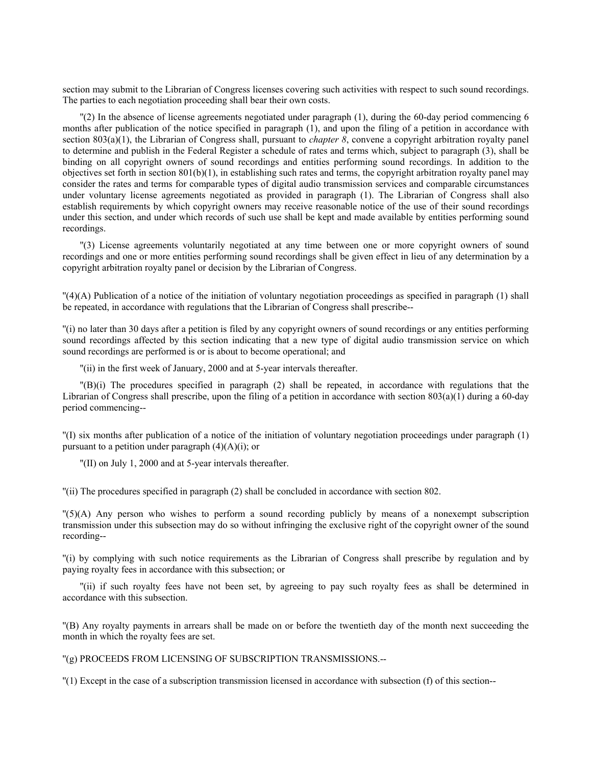section may submit to the Librarian of Congress licenses covering such activities with respect to such sound recordings. The parties to each negotiation proceeding shall bear their own costs.

"(2) In the absence of license agreements negotiated under paragraph (1), during the 60-day period commencing 6 months after publication of the notice specified in paragraph (1), and upon the filing of a petition in accordance with section 803(a)(1), the Librarian of Congress shall, pursuant to *chapter 8*, convene a copyright arbitration royalty panel to determine and publish in the Federal Register a schedule of rates and terms which, subject to paragraph (3), shall be binding on all copyright owners of sound recordings and entities performing sound recordings. In addition to the objectives set forth in section 801(b)(1), in establishing such rates and terms, the copyright arbitration royalty panel may consider the rates and terms for comparable types of digital audio transmission services and comparable circumstances under voluntary license agreements negotiated as provided in paragraph (1). The Librarian of Congress shall also establish requirements by which copyright owners may receive reasonable notice of the use of their sound recordings under this section, and under which records of such use shall be kept and made available by entities performing sound recordings.

"(3) License agreements voluntarily negotiated at any time between one or more copyright owners of sound recordings and one or more entities performing sound recordings shall be given effect in lieu of any determination by a copyright arbitration royalty panel or decision by the Librarian of Congress.

"(4)(A) Publication of a notice of the initiation of voluntary negotiation proceedings as specified in paragraph (1) shall be repeated, in accordance with regulations that the Librarian of Congress shall prescribe--

"(i) no later than 30 days after a petition is filed by any copyright owners of sound recordings or any entities performing sound recordings affected by this section indicating that a new type of digital audio transmission service on which sound recordings are performed is or is about to become operational; and

"(ii) in the first week of January, 2000 and at 5-year intervals thereafter.

"(B)(i) The procedures specified in paragraph (2) shall be repeated, in accordance with regulations that the Librarian of Congress shall prescribe, upon the filing of a petition in accordance with section 803(a)(1) during a 60-day period commencing--

"(I) six months after publication of a notice of the initiation of voluntary negotiation proceedings under paragraph (1) pursuant to a petition under paragraph (4)(A)(i); or

"(II) on July 1, 2000 and at 5-year intervals thereafter.

"(ii) The procedures specified in paragraph (2) shall be concluded in accordance with section 802.

"(5)(A) Any person who wishes to perform a sound recording publicly by means of a nonexempt subscription transmission under this subsection may do so without infringing the exclusive right of the copyright owner of the sound recording--

"(i) by complying with such notice requirements as the Librarian of Congress shall prescribe by regulation and by paying royalty fees in accordance with this subsection; or

"(ii) if such royalty fees have not been set, by agreeing to pay such royalty fees as shall be determined in accordance with this subsection.

"(B) Any royalty payments in arrears shall be made on or before the twentieth day of the month next succeeding the month in which the royalty fees are set.

"(g) PROCEEDS FROM LICENSING OF SUBSCRIPTION TRANSMISSIONS.--

"(1) Except in the case of a subscription transmission licensed in accordance with subsection (f) of this section--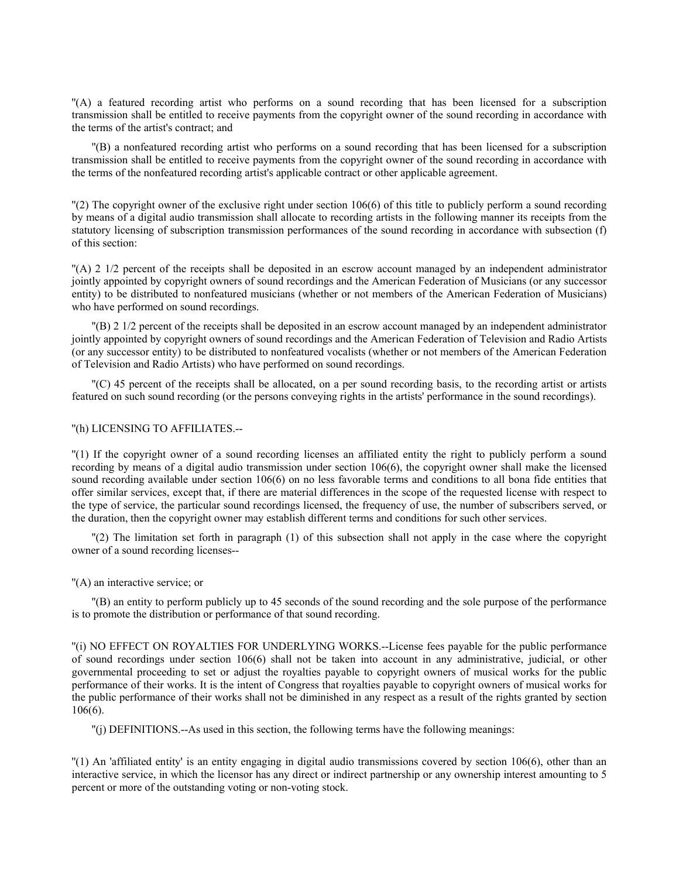"(A) a featured recording artist who performs on a sound recording that has been licensed for a subscription transmission shall be entitled to receive payments from the copyright owner of the sound recording in accordance with the terms of the artist's contract; and

"(B) a nonfeatured recording artist who performs on a sound recording that has been licensed for a subscription transmission shall be entitled to receive payments from the copyright owner of the sound recording in accordance with the terms of the nonfeatured recording artist's applicable contract or other applicable agreement.

"(2) The copyright owner of the exclusive right under section 106(6) of this title to publicly perform a sound recording by means of a digital audio transmission shall allocate to recording artists in the following manner its receipts from the statutory licensing of subscription transmission performances of the sound recording in accordance with subsection (f) of this section:

"(A) 2 1/2 percent of the receipts shall be deposited in an escrow account managed by an independent administrator jointly appointed by copyright owners of sound recordings and the American Federation of Musicians (or any successor entity) to be distributed to nonfeatured musicians (whether or not members of the American Federation of Musicians) who have performed on sound recordings.

"(B) 2 1/2 percent of the receipts shall be deposited in an escrow account managed by an independent administrator jointly appointed by copyright owners of sound recordings and the American Federation of Television and Radio Artists (or any successor entity) to be distributed to nonfeatured vocalists (whether or not members of the American Federation of Television and Radio Artists) who have performed on sound recordings.

"(C) 45 percent of the receipts shall be allocated, on a per sound recording basis, to the recording artist or artists featured on such sound recording (or the persons conveying rights in the artists' performance in the sound recordings).

"(h) LICENSING TO AFFILIATES.--

"(1) If the copyright owner of a sound recording licenses an affiliated entity the right to publicly perform a sound recording by means of a digital audio transmission under section 106(6), the copyright owner shall make the licensed sound recording available under section 106(6) on no less favorable terms and conditions to all bona fide entities that offer similar services, except that, if there are material differences in the scope of the requested license with respect to the type of service, the particular sound recordings licensed, the frequency of use, the number of subscribers served, or the duration, then the copyright owner may establish different terms and conditions for such other services.

"(2) The limitation set forth in paragraph (1) of this subsection shall not apply in the case where the copyright owner of a sound recording licenses--

"(A) an interactive service; or

"(B) an entity to perform publicly up to 45 seconds of the sound recording and the sole purpose of the performance is to promote the distribution or performance of that sound recording.

"(i) NO EFFECT ON ROYALTIES FOR UNDERLYING WORKS.--License fees payable for the public performance of sound recordings under section 106(6) shall not be taken into account in any administrative, judicial, or other governmental proceeding to set or adjust the royalties payable to copyright owners of musical works for the public performance of their works. It is the intent of Congress that royalties payable to copyright owners of musical works for the public performance of their works shall not be diminished in any respect as a result of the rights granted by section 106(6).

"(j) DEFINITIONS.--As used in this section, the following terms have the following meanings:

"(1) An 'affiliated entity' is an entity engaging in digital audio transmissions covered by section 106(6), other than an interactive service, in which the licensor has any direct or indirect partnership or any ownership interest amounting to 5 percent or more of the outstanding voting or non-voting stock.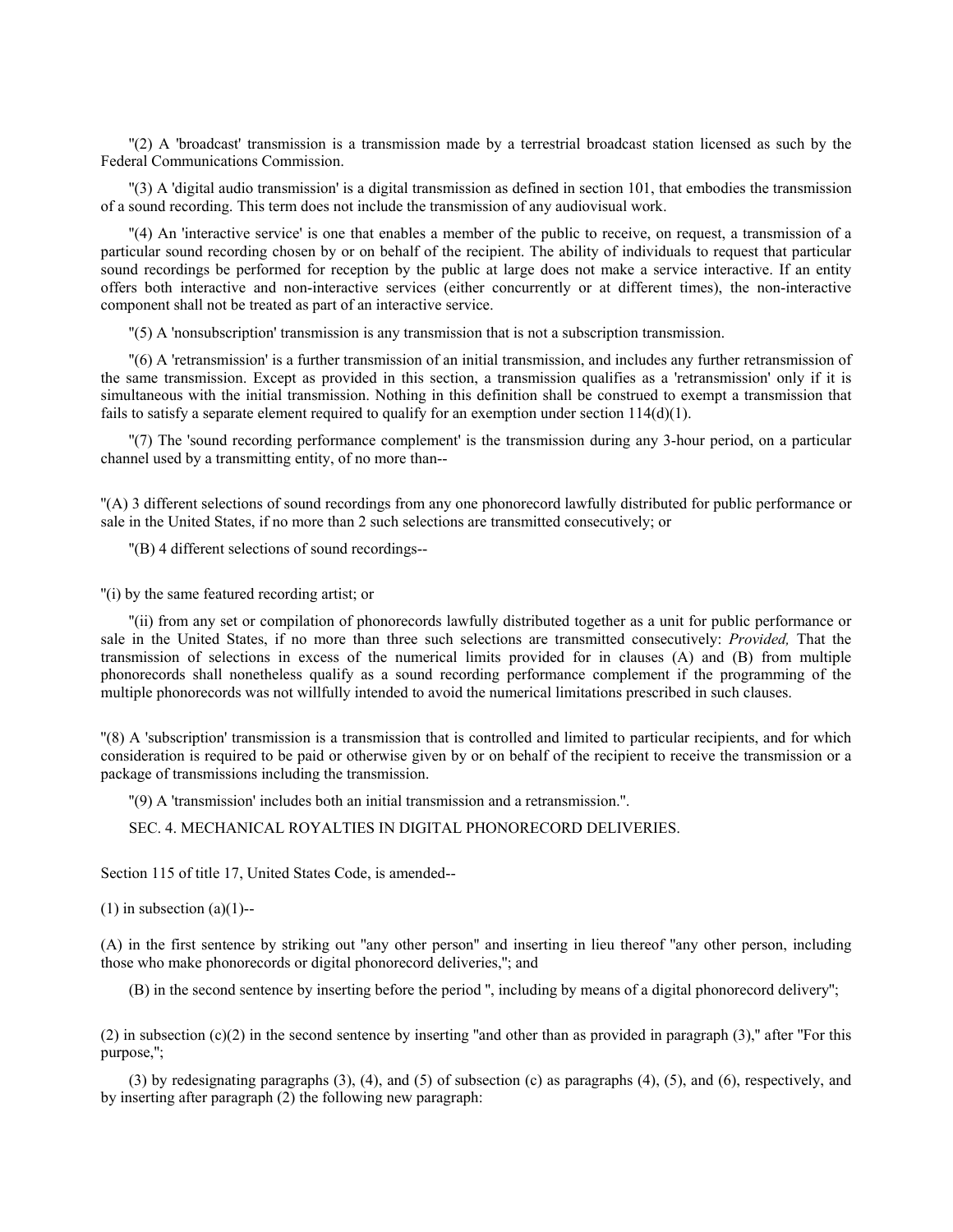"(2) A 'broadcast' transmission is a transmission made by a terrestrial broadcast station licensed as such by the Federal Communications Commission.

"(3) A 'digital audio transmission' is a digital transmission as defined in section 101, that embodies the transmission of a sound recording. This term does not include the transmission of any audiovisual work.

"(4) An 'interactive service' is one that enables a member of the public to receive, on request, a transmission of a particular sound recording chosen by or on behalf of the recipient. The ability of individuals to request that particular sound recordings be performed for reception by the public at large does not make a service interactive. If an entity offers both interactive and non-interactive services (either concurrently or at different times), the non-interactive component shall not be treated as part of an interactive service.

"(5) A 'nonsubscription' transmission is any transmission that is not a subscription transmission.

"(6) A 'retransmission' is a further transmission of an initial transmission, and includes any further retransmission of the same transmission. Except as provided in this section, a transmission qualifies as a 'retransmission' only if it is simultaneous with the initial transmission. Nothing in this definition shall be construed to exempt a transmission that fails to satisfy a separate element required to qualify for an exemption under section 114(d)(1).

"(7) The 'sound recording performance complement' is the transmission during any 3-hour period, on a particular channel used by a transmitting entity, of no more than--

"(A) 3 different selections of sound recordings from any one phonorecord lawfully distributed for public performance or sale in the United States, if no more than 2 such selections are transmitted consecutively; or

"(B) 4 different selections of sound recordings--

"(i) by the same featured recording artist; or

"(ii) from any set or compilation of phonorecords lawfully distributed together as a unit for public performance or sale in the United States, if no more than three such selections are transmitted consecutively: *Provided,* That the transmission of selections in excess of the numerical limits provided for in clauses (A) and (B) from multiple phonorecords shall nonetheless qualify as a sound recording performance complement if the programming of the multiple phonorecords was not willfully intended to avoid the numerical limitations prescribed in such clauses.

"(8) A 'subscription' transmission is a transmission that is controlled and limited to particular recipients, and for which consideration is required to be paid or otherwise given by or on behalf of the recipient to receive the transmission or a package of transmissions including the transmission.

"(9) A 'transmission' includes both an initial transmission and a retransmission.".

SEC. 4. MECHANICAL ROYALTIES IN DIGITAL PHONORECORD DELIVERIES.

Section 115 of title 17, United States Code, is amended--

(1) in subsection (a)(1)--

(A) in the first sentence by striking out "any other person" and inserting in lieu thereof "any other person, including those who make phonorecords or digital phonorecord deliveries,"; and

(B) in the second sentence by inserting before the period ", including by means of a digital phonorecord delivery";

(2) in subsection (c)(2) in the second sentence by inserting "and other than as provided in paragraph (3)," after "For this purpose,";

(3) by redesignating paragraphs (3), (4), and (5) of subsection (c) as paragraphs (4), (5), and (6), respectively, and by inserting after paragraph (2) the following new paragraph: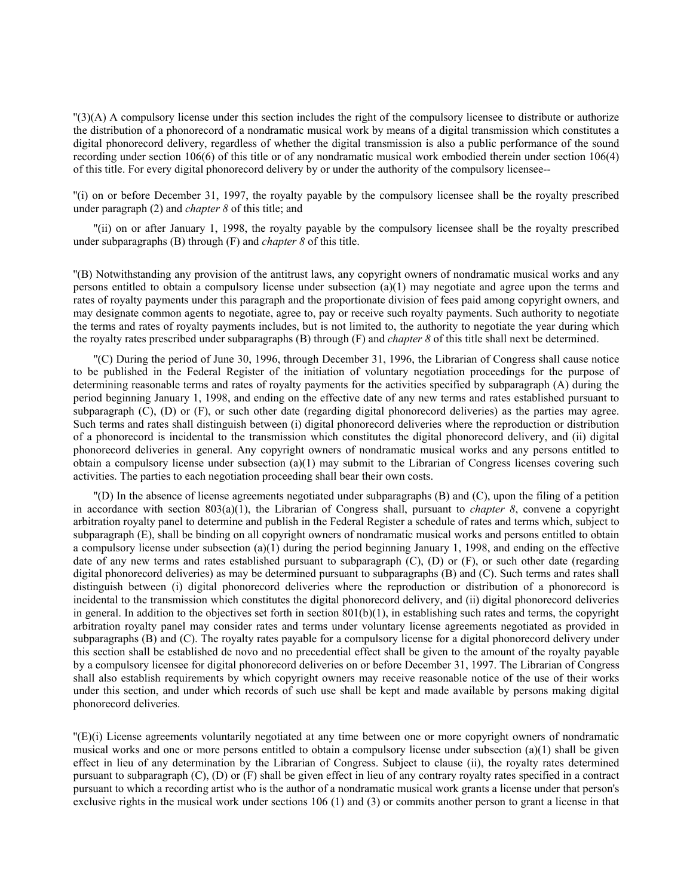"(3)(A) A compulsory license under this section includes the right of the compulsory licensee to distribute or authorize the distribution of a phonorecord of a nondramatic musical work by means of a digital transmission which constitutes a digital phonorecord delivery, regardless of whether the digital transmission is also a public performance of the sound recording under section 106(6) of this title or of any nondramatic musical work embodied therein under section 106(4) of this title. For every digital phonorecord delivery by or under the authority of the compulsory licensee--

"(i) on or before December 31, 1997, the royalty payable by the compulsory licensee shall be the royalty prescribed under paragraph (2) and *chapter 8* of this title; and

"(ii) on or after January 1, 1998, the royalty payable by the compulsory licensee shall be the royalty prescribed under subparagraphs (B) through (F) and *chapter 8* of this title.

"(B) Notwithstanding any provision of the antitrust laws, any copyright owners of nondramatic musical works and any persons entitled to obtain a compulsory license under subsection (a)(1) may negotiate and agree upon the terms and rates of royalty payments under this paragraph and the proportionate division of fees paid among copyright owners, and may designate common agents to negotiate, agree to, pay or receive such royalty payments. Such authority to negotiate the terms and rates of royalty payments includes, but is not limited to, the authority to negotiate the year during which the royalty rates prescribed under subparagraphs (B) through (F) and *chapter 8* of this title shall next be determined.

"(C) During the period of June 30, 1996, through December 31, 1996, the Librarian of Congress shall cause notice to be published in the Federal Register of the initiation of voluntary negotiation proceedings for the purpose of determining reasonable terms and rates of royalty payments for the activities specified by subparagraph (A) during the period beginning January 1, 1998, and ending on the effective date of any new terms and rates established pursuant to subparagraph (C), (D) or (F), or such other date (regarding digital phonorecord deliveries) as the parties may agree. Such terms and rates shall distinguish between (i) digital phonorecord deliveries where the reproduction or distribution of a phonorecord is incidental to the transmission which constitutes the digital phonorecord delivery, and (ii) digital phonorecord deliveries in general. Any copyright owners of nondramatic musical works and any persons entitled to obtain a compulsory license under subsection (a)(1) may submit to the Librarian of Congress licenses covering such activities. The parties to each negotiation proceeding shall bear their own costs.

"(D) In the absence of license agreements negotiated under subparagraphs (B) and (C), upon the filing of a petition in accordance with section 803(a)(1), the Librarian of Congress shall, pursuant to *chapter 8*, convene a copyright arbitration royalty panel to determine and publish in the Federal Register a schedule of rates and terms which, subject to subparagraph (E), shall be binding on all copyright owners of nondramatic musical works and persons entitled to obtain a compulsory license under subsection (a)(1) during the period beginning January 1, 1998, and ending on the effective date of any new terms and rates established pursuant to subparagraph (C), (D) or (F), or such other date (regarding digital phonorecord deliveries) as may be determined pursuant to subparagraphs (B) and (C). Such terms and rates shall distinguish between (i) digital phonorecord deliveries where the reproduction or distribution of a phonorecord is incidental to the transmission which constitutes the digital phonorecord delivery, and (ii) digital phonorecord deliveries in general. In addition to the objectives set forth in section 801(b)(1), in establishing such rates and terms, the copyright arbitration royalty panel may consider rates and terms under voluntary license agreements negotiated as provided in subparagraphs (B) and (C). The royalty rates payable for a compulsory license for a digital phonorecord delivery under this section shall be established de novo and no precedential effect shall be given to the amount of the royalty payable by a compulsory licensee for digital phonorecord deliveries on or before December 31, 1997. The Librarian of Congress shall also establish requirements by which copyright owners may receive reasonable notice of the use of their works under this section, and under which records of such use shall be kept and made available by persons making digital phonorecord deliveries.

"(E)(i) License agreements voluntarily negotiated at any time between one or more copyright owners of nondramatic musical works and one or more persons entitled to obtain a compulsory license under subsection (a)(1) shall be given effect in lieu of any determination by the Librarian of Congress. Subject to clause (ii), the royalty rates determined pursuant to subparagraph (C), (D) or (F) shall be given effect in lieu of any contrary royalty rates specified in a contract pursuant to which a recording artist who is the author of a nondramatic musical work grants a license under that person's exclusive rights in the musical work under sections 106 (1) and (3) or commits another person to grant a license in that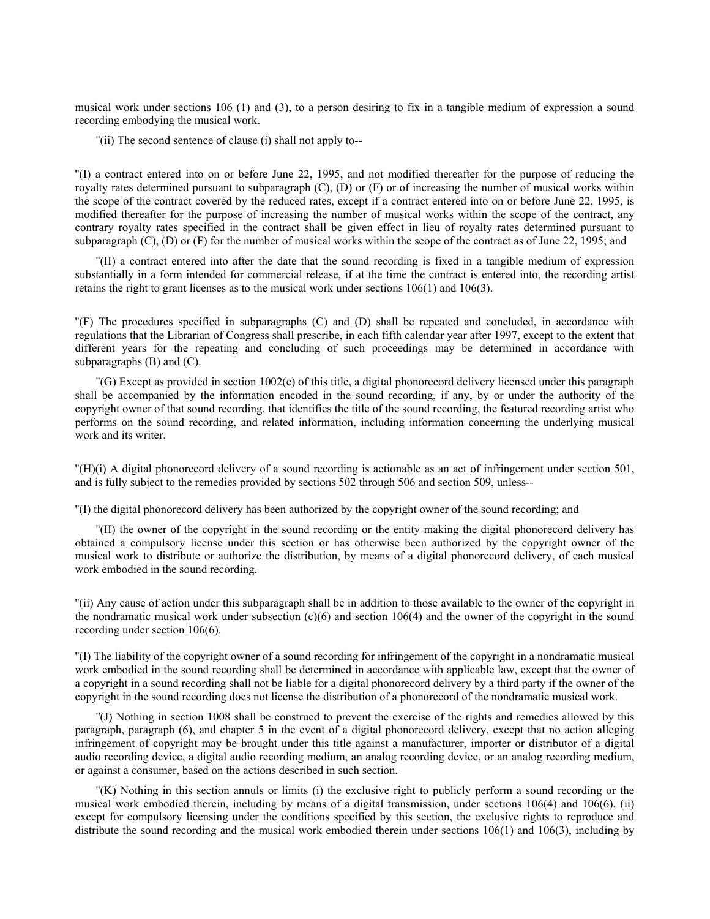musical work under sections 106 (1) and (3), to a person desiring to fix in a tangible medium of expression a sound recording embodying the musical work.

"(ii) The second sentence of clause (i) shall not apply to--

"(I) a contract entered into on or before June 22, 1995, and not modified thereafter for the purpose of reducing the royalty rates determined pursuant to subparagraph (C), (D) or (F) or of increasing the number of musical works within the scope of the contract covered by the reduced rates, except if a contract entered into on or before June 22, 1995, is modified thereafter for the purpose of increasing the number of musical works within the scope of the contract, any contrary royalty rates specified in the contract shall be given effect in lieu of royalty rates determined pursuant to subparagraph (C), (D) or (F) for the number of musical works within the scope of the contract as of June 22, 1995; and

"(II) a contract entered into after the date that the sound recording is fixed in a tangible medium of expression substantially in a form intended for commercial release, if at the time the contract is entered into, the recording artist retains the right to grant licenses as to the musical work under sections 106(1) and 106(3).

"(F) The procedures specified in subparagraphs (C) and (D) shall be repeated and concluded, in accordance with regulations that the Librarian of Congress shall prescribe, in each fifth calendar year after 1997, except to the extent that different years for the repeating and concluding of such proceedings may be determined in accordance with subparagraphs (B) and (C).

"(G) Except as provided in section 1002(e) of this title, a digital phonorecord delivery licensed under this paragraph shall be accompanied by the information encoded in the sound recording, if any, by or under the authority of the copyright owner of that sound recording, that identifies the title of the sound recording, the featured recording artist who performs on the sound recording, and related information, including information concerning the underlying musical work and its writer.

"(H)(i) A digital phonorecord delivery of a sound recording is actionable as an act of infringement under section 501, and is fully subject to the remedies provided by sections 502 through 506 and section 509, unless--

"(I) the digital phonorecord delivery has been authorized by the copyright owner of the sound recording; and

"(II) the owner of the copyright in the sound recording or the entity making the digital phonorecord delivery has obtained a compulsory license under this section or has otherwise been authorized by the copyright owner of the musical work to distribute or authorize the distribution, by means of a digital phonorecord delivery, of each musical work embodied in the sound recording.

"(ii) Any cause of action under this subparagraph shall be in addition to those available to the owner of the copyright in the nondramatic musical work under subsection (c)(6) and section 106(4) and the owner of the copyright in the sound recording under section 106(6).

"(I) The liability of the copyright owner of a sound recording for infringement of the copyright in a nondramatic musical work embodied in the sound recording shall be determined in accordance with applicable law, except that the owner of a copyright in a sound recording shall not be liable for a digital phonorecord delivery by a third party if the owner of the copyright in the sound recording does not license the distribution of a phonorecord of the nondramatic musical work.

"(J) Nothing in section 1008 shall be construed to prevent the exercise of the rights and remedies allowed by this paragraph, paragraph (6), and chapter 5 in the event of a digital phonorecord delivery, except that no action alleging infringement of copyright may be brought under this title against a manufacturer, importer or distributor of a digital audio recording device, a digital audio recording medium, an analog recording device, or an analog recording medium, or against a consumer, based on the actions described in such section.

"(K) Nothing in this section annuls or limits (i) the exclusive right to publicly perform a sound recording or the musical work embodied therein, including by means of a digital transmission, under sections 106(4) and 106(6), (ii) except for compulsory licensing under the conditions specified by this section, the exclusive rights to reproduce and distribute the sound recording and the musical work embodied therein under sections 106(1) and 106(3), including by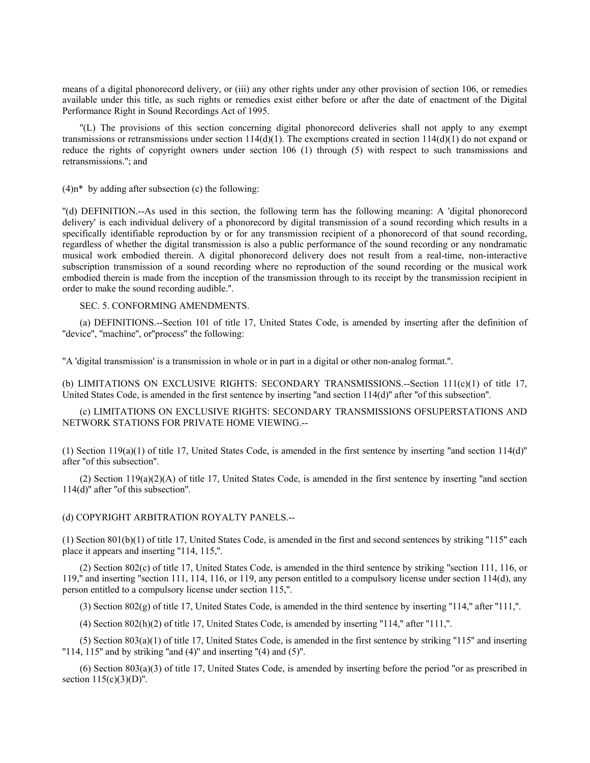means of a digital phonorecord delivery, or (iii) any other rights under any other provision of section 106, or remedies available under this title, as such rights or remedies exist either before or after the date of enactment of the Digital Performance Right in Sound Recordings Act of 1995.

"(L) The provisions of this section concerning digital phonorecord deliveries shall not apply to any exempt transmissions or retransmissions under section 114(d)(1). The exemptions created in section 114(d)(1) do not expand or reduce the rights of copyright owners under section 106 (1) through (5) with respect to such transmissions and retransmissions."; and

(4)n* by adding after subsection (c) the following:

"(d) DEFINITION.--As used in this section, the following term has the following meaning: A 'digital phonorecord delivery' is each individual delivery of a phonorecord by digital transmission of a sound recording which results in a specifically identifiable reproduction by or for any transmission recipient of a phonorecord of that sound recording, regardless of whether the digital transmission is also a public performance of the sound recording or any nondramatic musical work embodied therein. A digital phonorecord delivery does not result from a real-time, non-interactive subscription transmission of a sound recording where no reproduction of the sound recording or the musical work embodied therein is made from the inception of the transmission through to its receipt by the transmission recipient in order to make the sound recording audible.".

SEC. 5. CONFORMING AMENDMENTS.

(a) DEFINITIONS.--Section 101 of title 17, United States Code, is amended by inserting after the definition of "device", "machine", or"process" the following:

"A 'digital transmission' is a transmission in whole or in part in a digital or other non-analog format.".

(b) LIMITATIONS ON EXCLUSIVE RIGHTS: SECONDARY TRANSMISSIONS.--Section 111(c)(1) of title 17, United States Code, is amended in the first sentence by inserting "and section 114(d)" after "of this subsection".

(c) LIMITATIONS ON EXCLUSIVE RIGHTS: SECONDARY TRANSMISSIONS OFSUPERSTATIONS AND NETWORK STATIONS FOR PRIVATE HOME VIEWING.--

(1) Section 119(a)(1) of title 17, United States Code, is amended in the first sentence by inserting "and section 114(d)" after "of this subsection".

(2) Section 119(a)(2)(A) of title 17, United States Code, is amended in the first sentence by inserting "and section 114(d)" after "of this subsection".

(d) COPYRIGHT ARBITRATION ROYALTY PANELS.--

(1) Section 801(b)(1) of title 17, United States Code, is amended in the first and second sentences by striking "115" each place it appears and inserting "114, 115,".

(2) Section 802(c) of title 17, United States Code, is amended in the third sentence by striking "section 111, 116, or 119," and inserting "section 111, 114, 116, or 119, any person entitled to a compulsory license under section 114(d), any person entitled to a compulsory license under section 115,".

(3) Section 802(g) of title 17, United States Code, is amended in the third sentence by inserting "114," after "111,".

(4) Section 802(h)(2) of title 17, United States Code, is amended by inserting "114," after "111,".

(5) Section 803(a)(1) of title 17, United States Code, is amended in the first sentence by striking "115" and inserting "114, 115" and by striking "and (4)" and inserting "(4) and (5)".

(6) Section 803(a)(3) of title 17, United States Code, is amended by inserting before the period "or as prescribed in section 115(c)(3)(D)".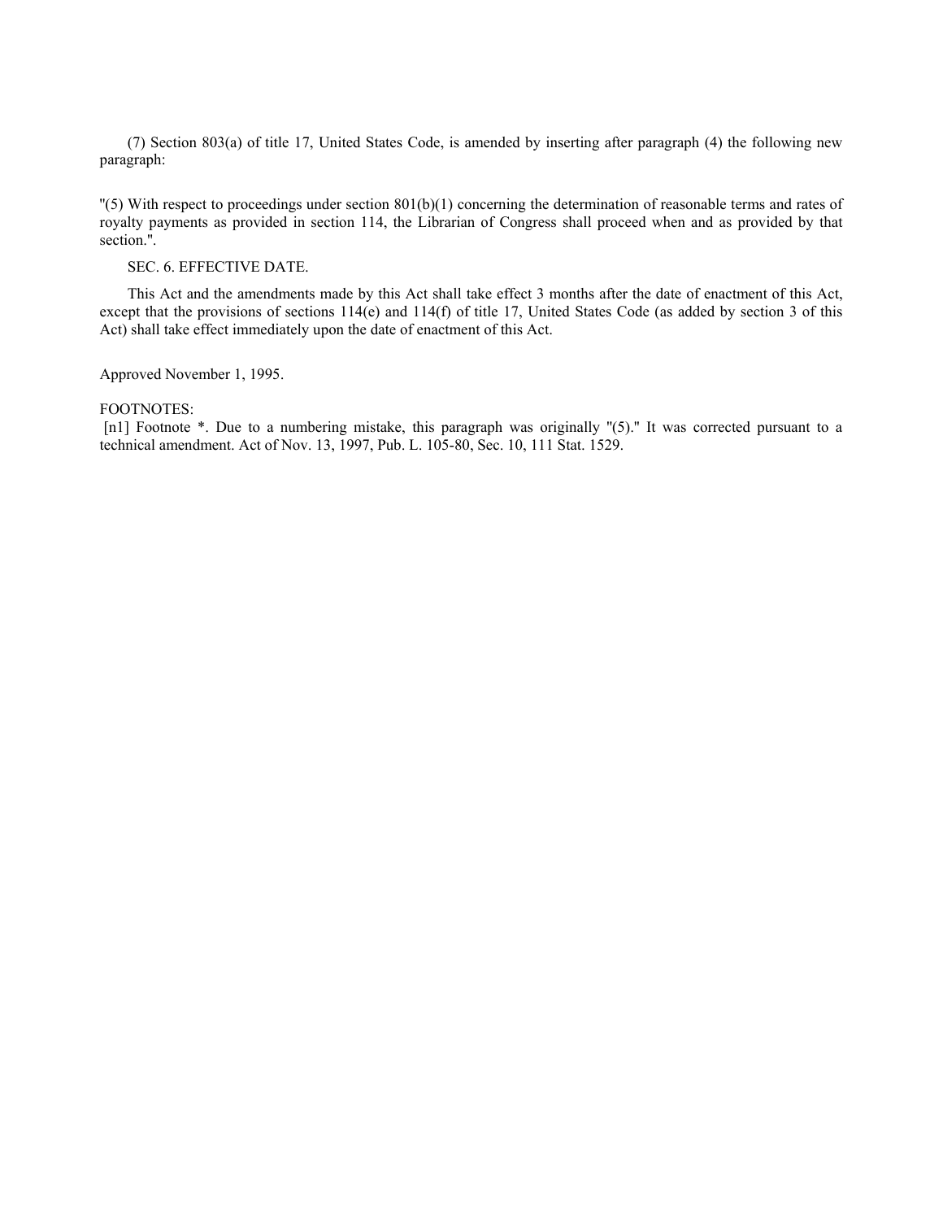(7) Section 803(a) of title 17, United States Code, is amended by inserting after paragraph (4) the following new paragraph:

"(5) With respect to proceedings under section 801(b)(1) concerning the determination of reasonable terms and rates of royalty payments as provided in section 114, the Librarian of Congress shall proceed when and as provided by that section.".

SEC. 6. EFFECTIVE DATE.

This Act and the amendments made by this Act shall take effect 3 months after the date of enactment of this Act, except that the provisions of sections 114(e) and 114(f) of title 17, United States Code (as added by section 3 of this Act) shall take effect immediately upon the date of enactment of this Act.

Approved November 1, 1995.

FOOTNOTES:

[n1] Footnote *. Due to a numbering mistake, this paragraph was originally "(5)." It was corrected pursuant to a technical amendment. Act of Nov. 13, 1997, Pub. L. 105-80, Sec. 10, 111 Stat. 1529.